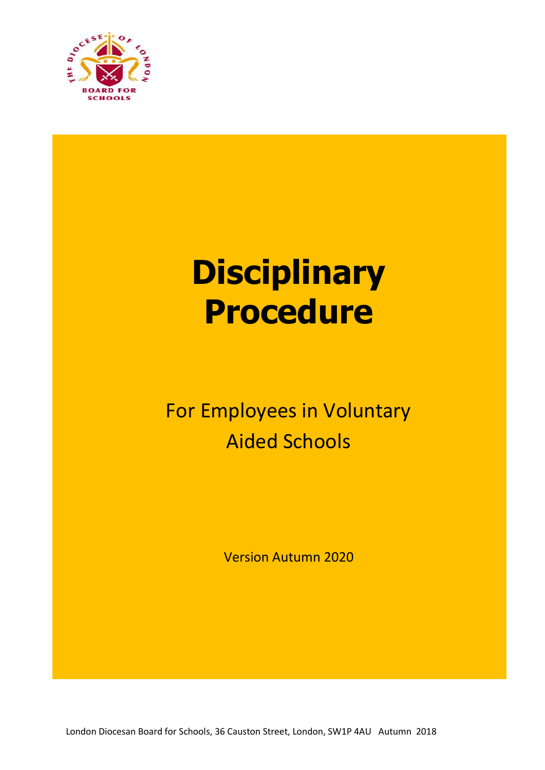# Disciplinary Procedure

For Employees in Voluntary Aided Schools

Version Autumn 2020

London Diocesan Board for Schools, 36 Causton Street, London, SW1P 4AU Autumn 2018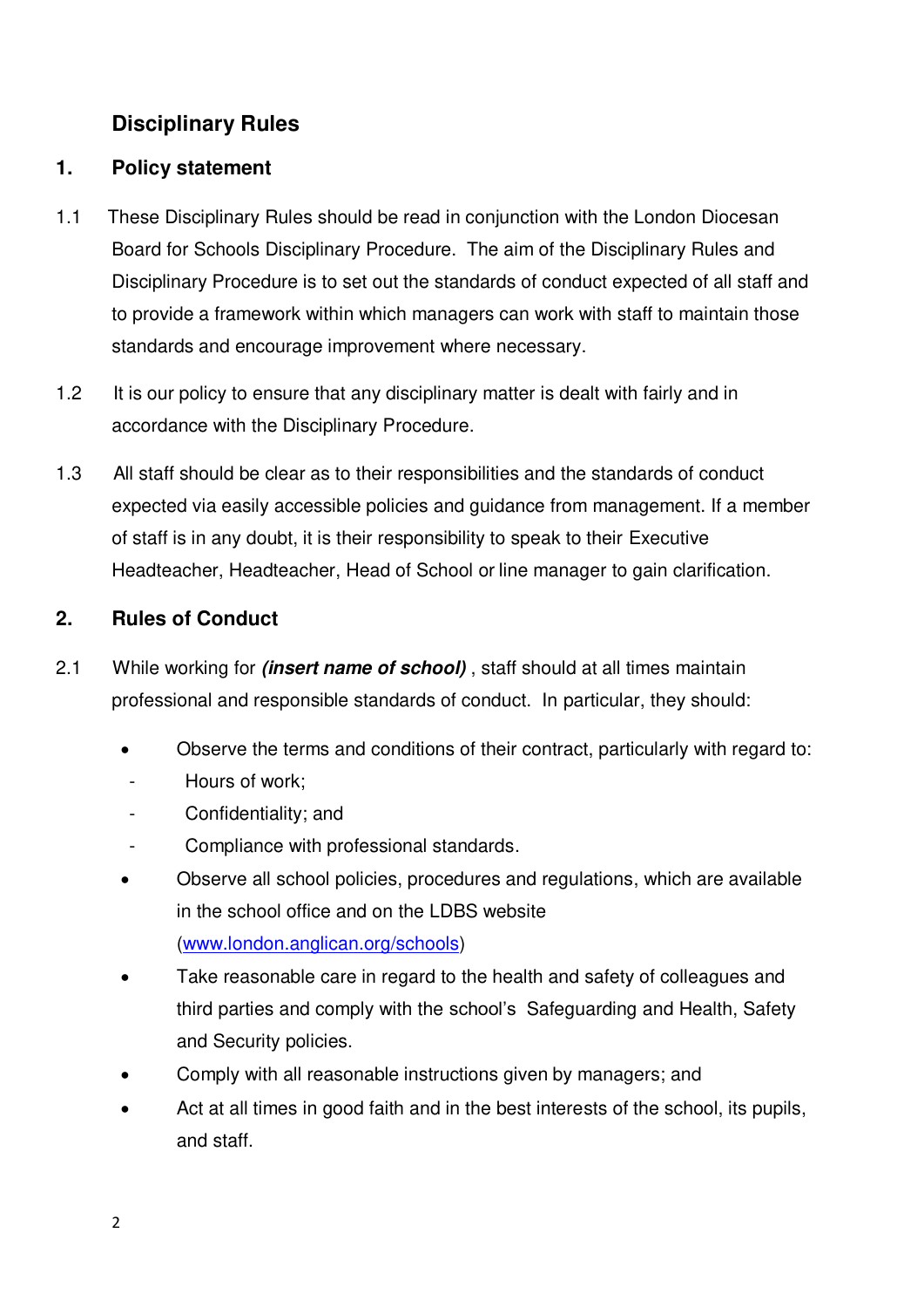# Disciplinary Rules

## 1. Policy statement

1.1 These Disciplinary Rules should be read in conjunction with the London Diocesan Board for Schools Disciplinary Procedure. The aim of the Disciplinary Rules and Disciplinary Procedure is to set out the standards of conduct expected of all staff and to provide a framework within which managers can work with staff to maintain those standards and encourage improvement where necessary.

1.2 It is our policy to ensure that any disciplinary matter is dealt with fairly and in accordance with the Disciplinary Procedure.

1.3 All staff should be clear as to their responsibilities and the standards of conduct expected via easily accessible policies and guidance from management. If a member of staff is in any doubt, it is their responsibility to speak to their Executive Headteacher, Headteacher, Head of School or line manager to gain clarification.

## 2. Rules of Conduct

2.1 While working for ***(insert name of school)*** , staff should at all times maintain professional and responsible standards of conduct. In particular, they should:

- Observe the terms and conditions of their contract, particularly with regard to:
  - Hours of work;
  - Confidentiality; and
  - Compliance with professional standards.
- Observe all school policies, procedures and regulations, which are available in the school office and on the LDBS website ([www.london.anglican.org/schools](www.london.anglican.org/schools))
- Take reasonable care in regard to the health and safety of colleagues and third parties and comply with the school's Safeguarding and Health, Safety and Security policies.
- Comply with all reasonable instructions given by managers; and
- Act at all times in good faith and in the best interests of the school, its pupils, and staff.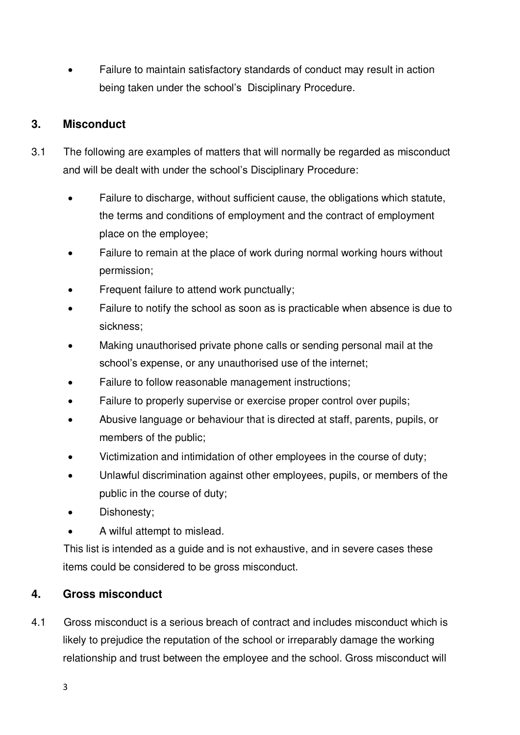- Failure to maintain satisfactory standards of conduct may result in action being taken under the school's Disciplinary Procedure.

## 3. Misconduct

3.1 The following are examples of matters that will normally be regarded as misconduct and will be dealt with under the school's Disciplinary Procedure:

- Failure to discharge, without sufficient cause, the obligations which statute, the terms and conditions of employment and the contract of employment place on the employee;
- Failure to remain at the place of work during normal working hours without permission;
- Frequent failure to attend work punctually;
- Failure to notify the school as soon as is practicable when absence is due to sickness;
- Making unauthorised private phone calls or sending personal mail at the school's expense, or any unauthorised use of the internet;
- Failure to follow reasonable management instructions;
- Failure to properly supervise or exercise proper control over pupils;
- Abusive language or behaviour that is directed at staff, parents, pupils, or members of the public;
- Victimization and intimidation of other employees in the course of duty;
- Unlawful discrimination against other employees, pupils, or members of the public in the course of duty;
- Dishonesty;
- A wilful attempt to mislead.

This list is intended as a guide and is not exhaustive, and in severe cases these items could be considered to be gross misconduct.

## 4. Gross misconduct

4.1 Gross misconduct is a serious breach of contract and includes misconduct which is likely to prejudice the reputation of the school or irreparably damage the working relationship and trust between the employee and the school. Gross misconduct will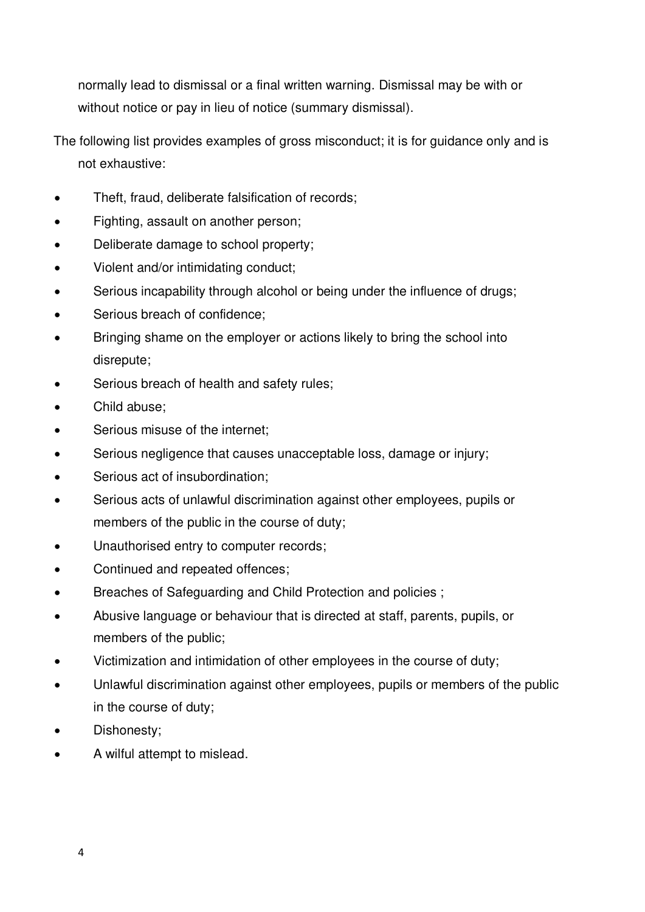normally lead to dismissal or a final written warning. Dismissal may be with or without notice or pay in lieu of notice (summary dismissal).

The following list provides examples of gross misconduct; it is for guidance only and is not exhaustive:

- Theft, fraud, deliberate falsification of records;
- Fighting, assault on another person;
- Deliberate damage to school property;
- Violent and/or intimidating conduct;
- Serious incapability through alcohol or being under the influence of drugs;
- Serious breach of confidence;
- Bringing shame on the employer or actions likely to bring the school into disrepute;
- Serious breach of health and safety rules;
- Child abuse;
- Serious misuse of the internet;
- Serious negligence that causes unacceptable loss, damage or injury;
- Serious act of insubordination;
- Serious acts of unlawful discrimination against other employees, pupils or members of the public in the course of duty;
- Unauthorised entry to computer records;
- Continued and repeated offences;
- Breaches of Safeguarding and Child Protection and policies ;
- Abusive language or behaviour that is directed at staff, parents, pupils, or members of the public;
- Victimization and intimidation of other employees in the course of duty;
- Unlawful discrimination against other employees, pupils or members of the public in the course of duty;
- Dishonesty;
- A wilful attempt to mislead.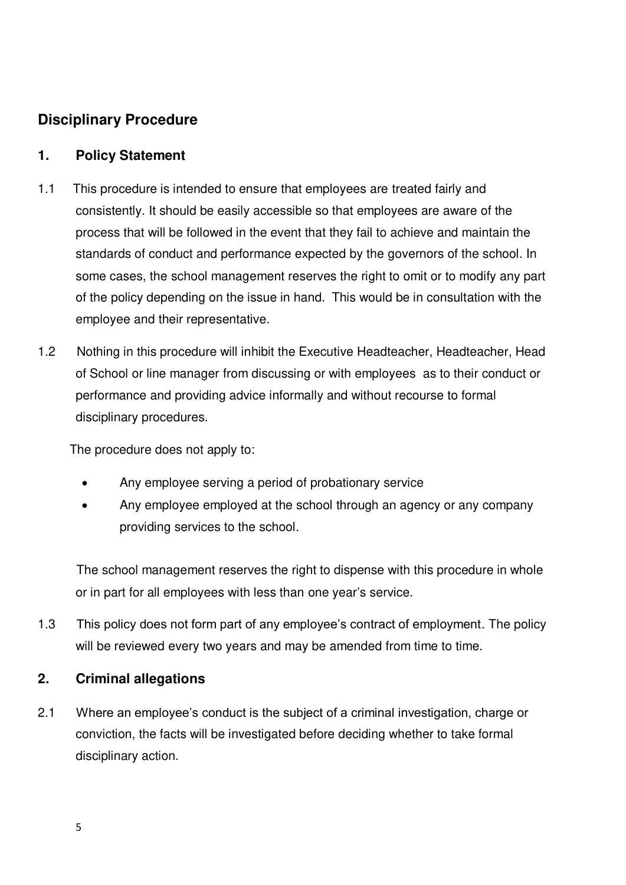## Disciplinary Procedure

### 1. Policy Statement

1.1 This procedure is intended to ensure that employees are treated fairly and consistently. It should be easily accessible so that employees are aware of the process that will be followed in the event that they fail to achieve and maintain the standards of conduct and performance expected by the governors of the school. In some cases, the school management reserves the right to omit or to modify any part of the policy depending on the issue in hand. This would be in consultation with the employee and their representative.

1.2 Nothing in this procedure will inhibit the Executive Headteacher, Headteacher, Head of School or line manager from discussing or with employees as to their conduct or performance and providing advice informally and without recourse to formal disciplinary procedures.

The procedure does not apply to:

- Any employee serving a period of probationary service
- Any employee employed at the school through an agency or any company providing services to the school.

The school management reserves the right to dispense with this procedure in whole or in part for all employees with less than one year's service.

1.3 This policy does not form part of any employee's contract of employment. The policy will be reviewed every two years and may be amended from time to time.

### 2. Criminal allegations

2.1 Where an employee's conduct is the subject of a criminal investigation, charge or conviction, the facts will be investigated before deciding whether to take formal disciplinary action.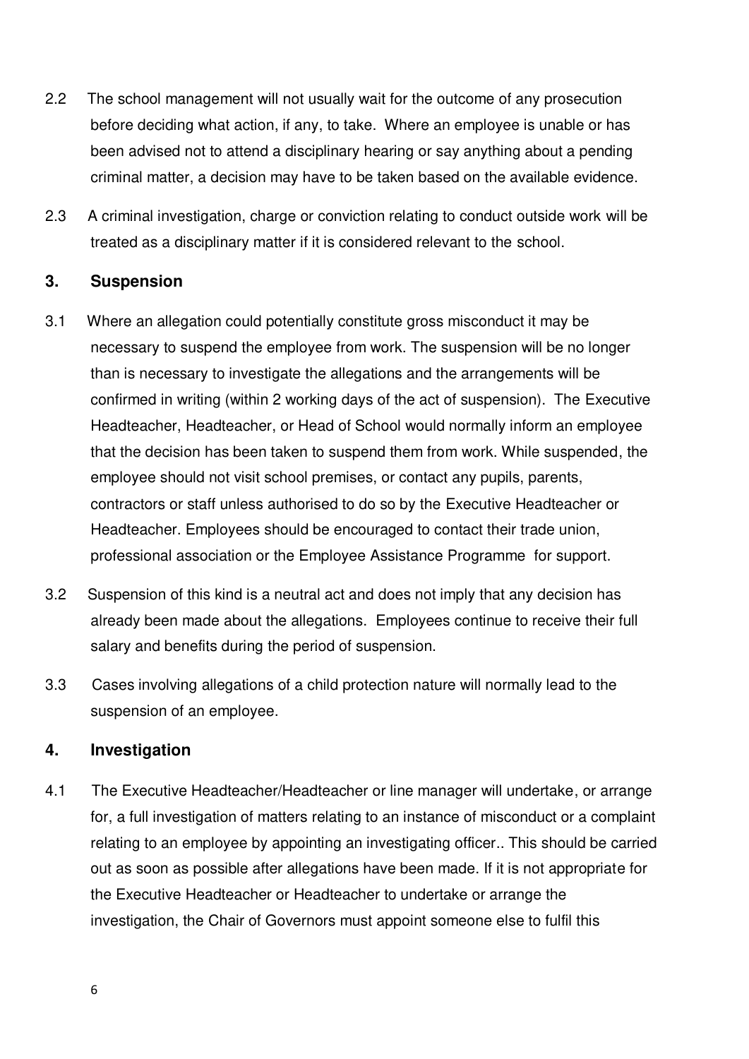2.2 The school management will not usually wait for the outcome of any prosecution before deciding what action, if any, to take. Where an employee is unable or has been advised not to attend a disciplinary hearing or say anything about a pending criminal matter, a decision may have to be taken based on the available evidence.

2.3 A criminal investigation, charge or conviction relating to conduct outside work will be treated as a disciplinary matter if it is considered relevant to the school.

## 3. Suspension

3.1 Where an allegation could potentially constitute gross misconduct it may be necessary to suspend the employee from work. The suspension will be no longer than is necessary to investigate the allegations and the arrangements will be confirmed in writing (within 2 working days of the act of suspension). The Executive Headteacher, Headteacher, or Head of School would normally inform an employee that the decision has been taken to suspend them from work. While suspended, the employee should not visit school premises, or contact any pupils, parents, contractors or staff unless authorised to do so by the Executive Headteacher or Headteacher. Employees should be encouraged to contact their trade union, professional association or the Employee Assistance Programme for support.

3.2 Suspension of this kind is a neutral act and does not imply that any decision has already been made about the allegations. Employees continue to receive their full salary and benefits during the period of suspension.

3.3 Cases involving allegations of a child protection nature will normally lead to the suspension of an employee.

## 4. Investigation

4.1 The Executive Headteacher/Headteacher or line manager will undertake, or arrange for, a full investigation of matters relating to an instance of misconduct or a complaint relating to an employee by appointing an investigating officer.. This should be carried out as soon as possible after allegations have been made. If it is not appropriate for the Executive Headteacher or Headteacher to undertake or arrange the investigation, the Chair of Governors must appoint someone else to fulfil this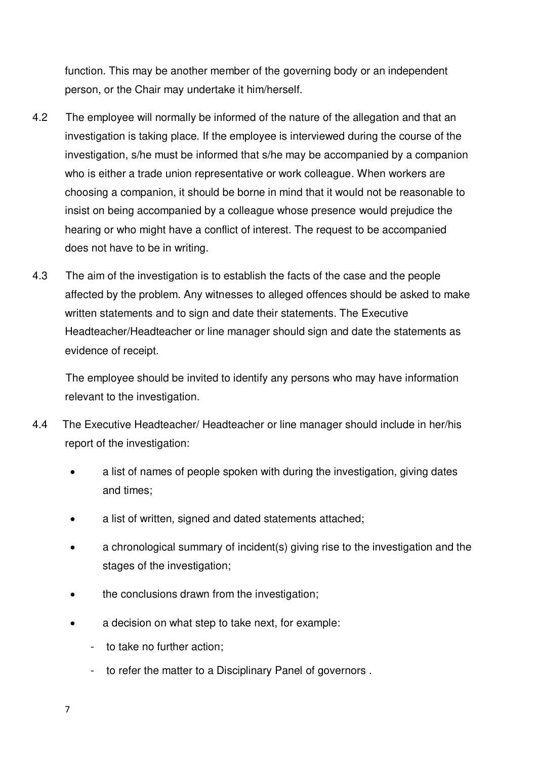function. This may be another member of the governing body or an independent person, or the Chair may undertake it him/herself.

4.2 The employee will normally be informed of the nature of the allegation and that an investigation is taking place. If the employee is interviewed during the course of the investigation, s/he must be informed that s/he may be accompanied by a companion who is either a trade union representative or work colleague. When workers are choosing a companion, it should be borne in mind that it would not be reasonable to insist on being accompanied by a colleague whose presence would prejudice the hearing or who might have a conflict of interest. The request to be accompanied does not have to be in writing.

4.3 The aim of the investigation is to establish the facts of the case and the people affected by the problem. Any witnesses to alleged offences should be asked to make written statements and to sign and date their statements. The Executive Headteacher/Headteacher or line manager should sign and date the statements as evidence of receipt.

The employee should be invited to identify any persons who may have information relevant to the investigation.

4.4 The Executive Headteacher/ Headteacher or line manager should include in her/his report of the investigation:

- a list of names of people spoken with during the investigation, giving dates and times;
- a list of written, signed and dated statements attached;
- a chronological summary of incident(s) giving rise to the investigation and the stages of the investigation;
- the conclusions drawn from the investigation;
- a decision on what step to take next, for example:
  - to take no further action;
  - to refer the matter to a Disciplinary Panel of governors .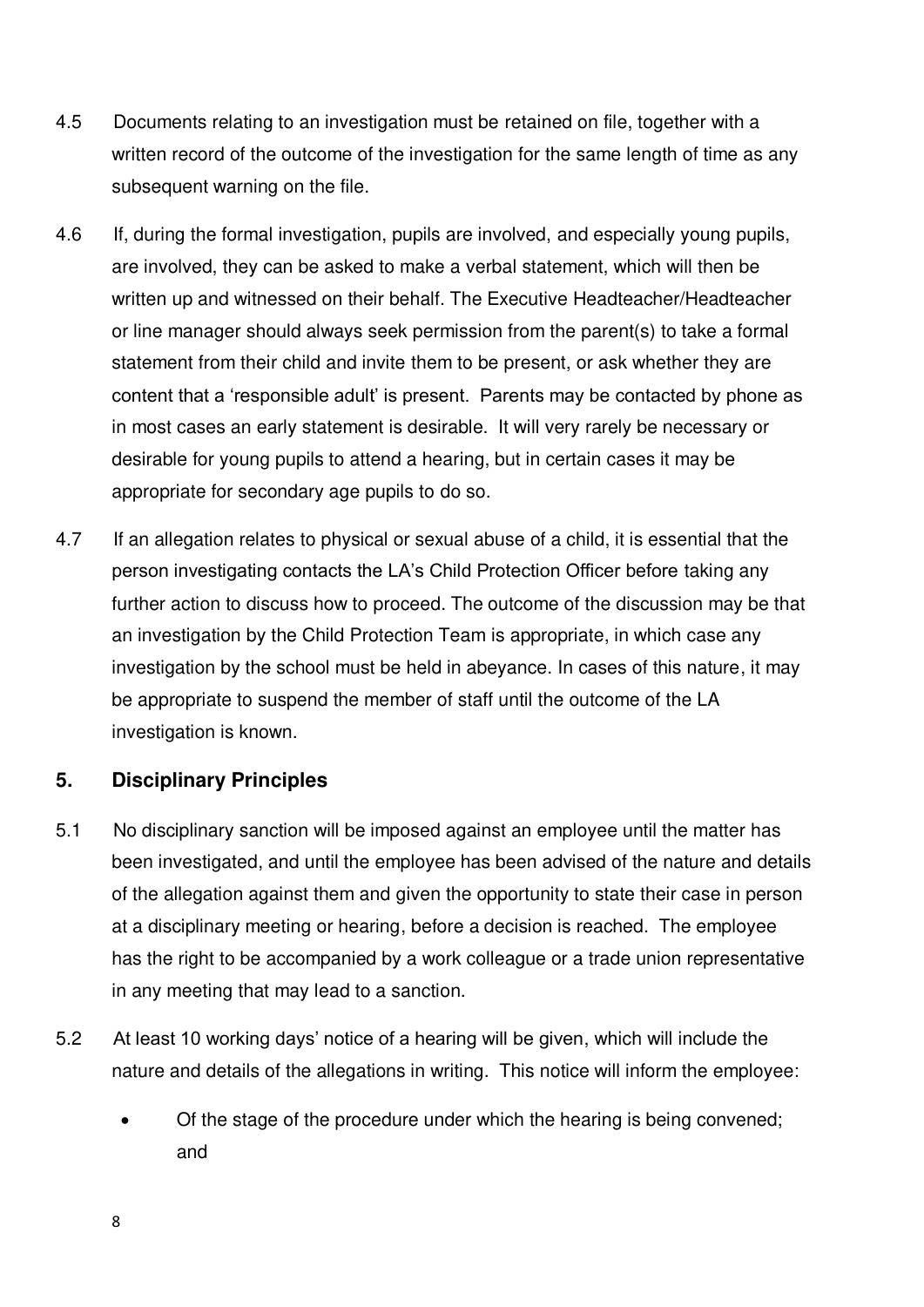4.5 Documents relating to an investigation must be retained on file, together with a written record of the outcome of the investigation for the same length of time as any subsequent warning on the file.

4.6 If, during the formal investigation, pupils are involved, and especially young pupils, are involved, they can be asked to make a verbal statement, which will then be written up and witnessed on their behalf. The Executive Headteacher/Headteacher or line manager should always seek permission from the parent(s) to take a formal statement from their child and invite them to be present, or ask whether they are content that a 'responsible adult' is present. Parents may be contacted by phone as in most cases an early statement is desirable. It will very rarely be necessary or desirable for young pupils to attend a hearing, but in certain cases it may be appropriate for secondary age pupils to do so.

4.7 If an allegation relates to physical or sexual abuse of a child, it is essential that the person investigating contacts the LA's Child Protection Officer before taking any further action to discuss how to proceed. The outcome of the discussion may be that an investigation by the Child Protection Team is appropriate, in which case any investigation by the school must be held in abeyance. In cases of this nature, it may be appropriate to suspend the member of staff until the outcome of the LA investigation is known.

## 5. Disciplinary Principles

5.1 No disciplinary sanction will be imposed against an employee until the matter has been investigated, and until the employee has been advised of the nature and details of the allegation against them and given the opportunity to state their case in person at a disciplinary meeting or hearing, before a decision is reached. The employee has the right to be accompanied by a work colleague or a trade union representative in any meeting that may lead to a sanction.

5.2 At least 10 working days' notice of a hearing will be given, which will include the nature and details of the allegations in writing. This notice will inform the employee:

- Of the stage of the procedure under which the hearing is being convened; and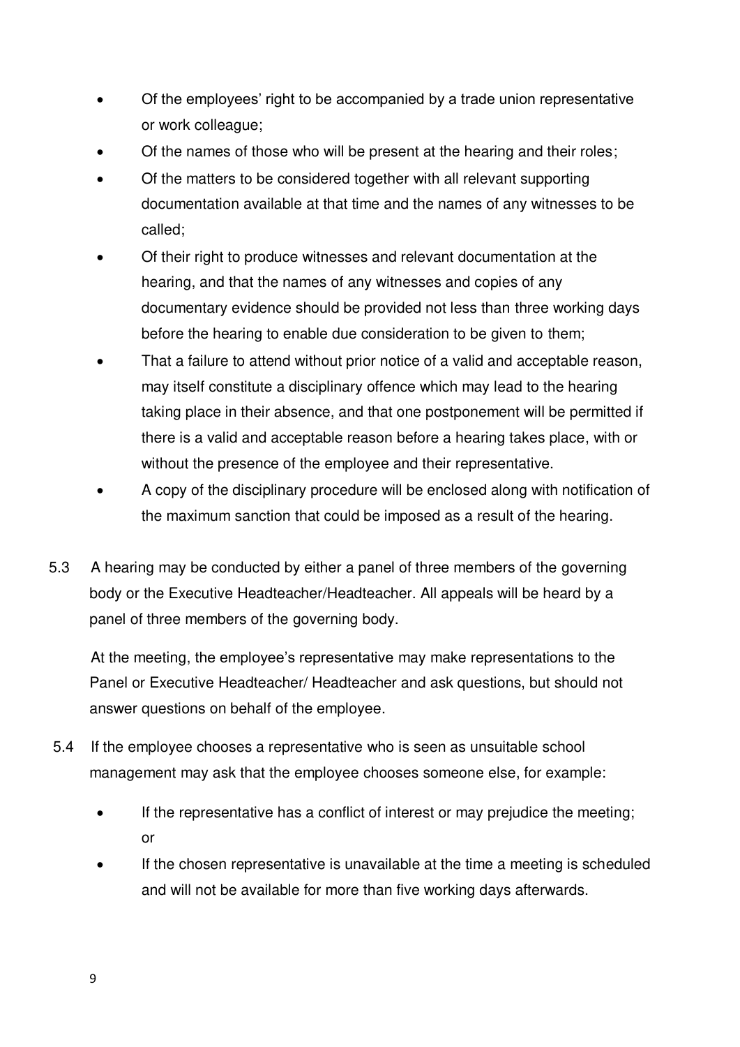- Of the employees' right to be accompanied by a trade union representative or work colleague;
- Of the names of those who will be present at the hearing and their roles;
- Of the matters to be considered together with all relevant supporting documentation available at that time and the names of any witnesses to be called;
- Of their right to produce witnesses and relevant documentation at the hearing, and that the names of any witnesses and copies of any documentary evidence should be provided not less than three working days before the hearing to enable due consideration to be given to them;
- That a failure to attend without prior notice of a valid and acceptable reason, may itself constitute a disciplinary offence which may lead to the hearing taking place in their absence, and that one postponement will be permitted if there is a valid and acceptable reason before a hearing takes place, with or without the presence of the employee and their representative.
- A copy of the disciplinary procedure will be enclosed along with notification of the maximum sanction that could be imposed as a result of the hearing.

5.3 A hearing may be conducted by either a panel of three members of the governing body or the Executive Headteacher/Headteacher. All appeals will be heard by a panel of three members of the governing body.

At the meeting, the employee's representative may make representations to the Panel or Executive Headteacher/ Headteacher and ask questions, but should not answer questions on behalf of the employee.

5.4 If the employee chooses a representative who is seen as unsuitable school management may ask that the employee chooses someone else, for example:

- If the representative has a conflict of interest or may prejudice the meeting; or
- If the chosen representative is unavailable at the time a meeting is scheduled and will not be available for more than five working days afterwards.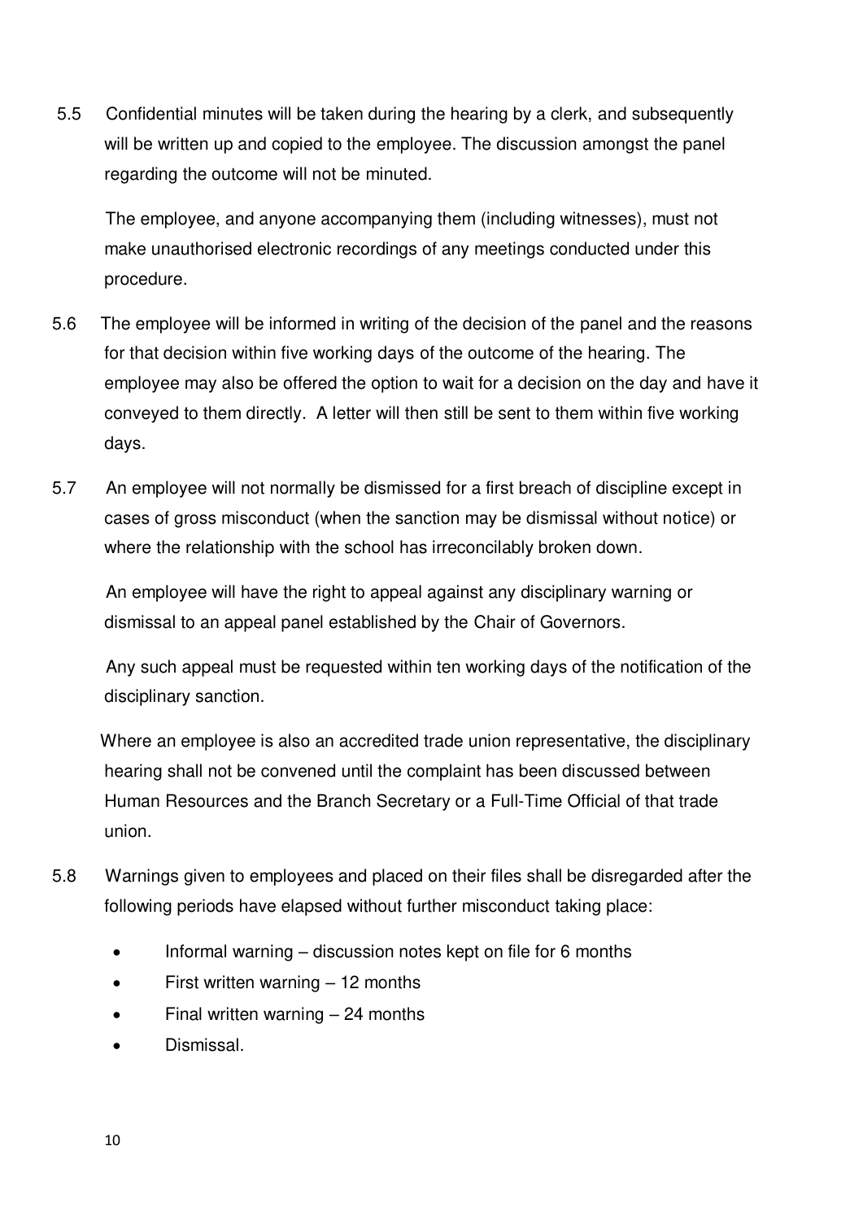5.5 Confidential minutes will be taken during the hearing by a clerk, and subsequently will be written up and copied to the employee. The discussion amongst the panel regarding the outcome will not be minuted.

The employee, and anyone accompanying them (including witnesses), must not make unauthorised electronic recordings of any meetings conducted under this procedure.

5.6 The employee will be informed in writing of the decision of the panel and the reasons for that decision within five working days of the outcome of the hearing. The employee may also be offered the option to wait for a decision on the day and have it conveyed to them directly. A letter will then still be sent to them within five working days.

5.7 An employee will not normally be dismissed for a first breach of discipline except in cases of gross misconduct (when the sanction may be dismissal without notice) or where the relationship with the school has irreconcilably broken down.

An employee will have the right to appeal against any disciplinary warning or dismissal to an appeal panel established by the Chair of Governors.

Any such appeal must be requested within ten working days of the notification of the disciplinary sanction.

Where an employee is also an accredited trade union representative, the disciplinary hearing shall not be convened until the complaint has been discussed between Human Resources and the Branch Secretary or a Full-Time Official of that trade union.

5.8 Warnings given to employees and placed on their files shall be disregarded after the following periods have elapsed without further misconduct taking place:

- Informal warning – discussion notes kept on file for 6 months
- First written warning – 12 months
- Final written warning – 24 months
- Dismissal.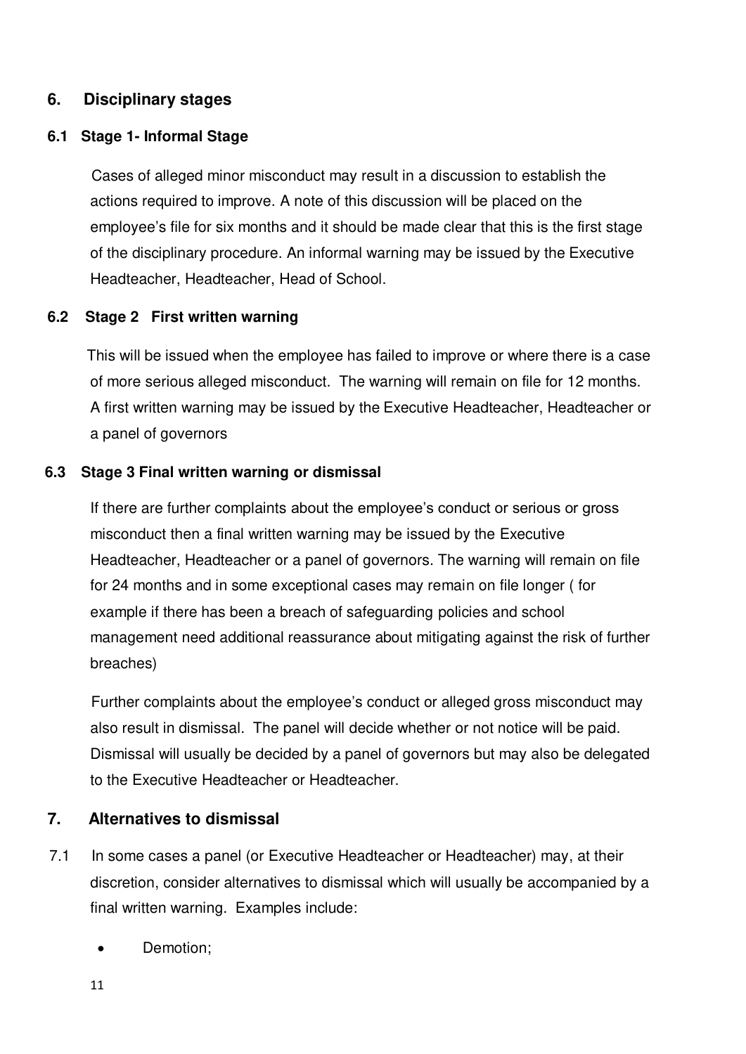## 6. Disciplinary stages

### 6.1 Stage 1- Informal Stage

Cases of alleged minor misconduct may result in a discussion to establish the actions required to improve. A note of this discussion will be placed on the employee's file for six months and it should be made clear that this is the first stage of the disciplinary procedure. An informal warning may be issued by the Executive Headteacher, Headteacher, Head of School.

### 6.2 Stage 2 First written warning

This will be issued when the employee has failed to improve or where there is a case of more serious alleged misconduct. The warning will remain on file for 12 months. A first written warning may be issued by the Executive Headteacher, Headteacher or a panel of governors

### 6.3 Stage 3 Final written warning or dismissal

If there are further complaints about the employee's conduct or serious or gross misconduct then a final written warning may be issued by the Executive Headteacher, Headteacher or a panel of governors. The warning will remain on file for 24 months and in some exceptional cases may remain on file longer ( for example if there has been a breach of safeguarding policies and school management need additional reassurance about mitigating against the risk of further breaches)

Further complaints about the employee's conduct or alleged gross misconduct may also result in dismissal. The panel will decide whether or not notice will be paid. Dismissal will usually be decided by a panel of governors but may also be delegated to the Executive Headteacher or Headteacher.

## 7. Alternatives to dismissal

7.1 In some cases a panel (or Executive Headteacher or Headteacher) may, at their discretion, consider alternatives to dismissal which will usually be accompanied by a final written warning. Examples include:

- Demotion;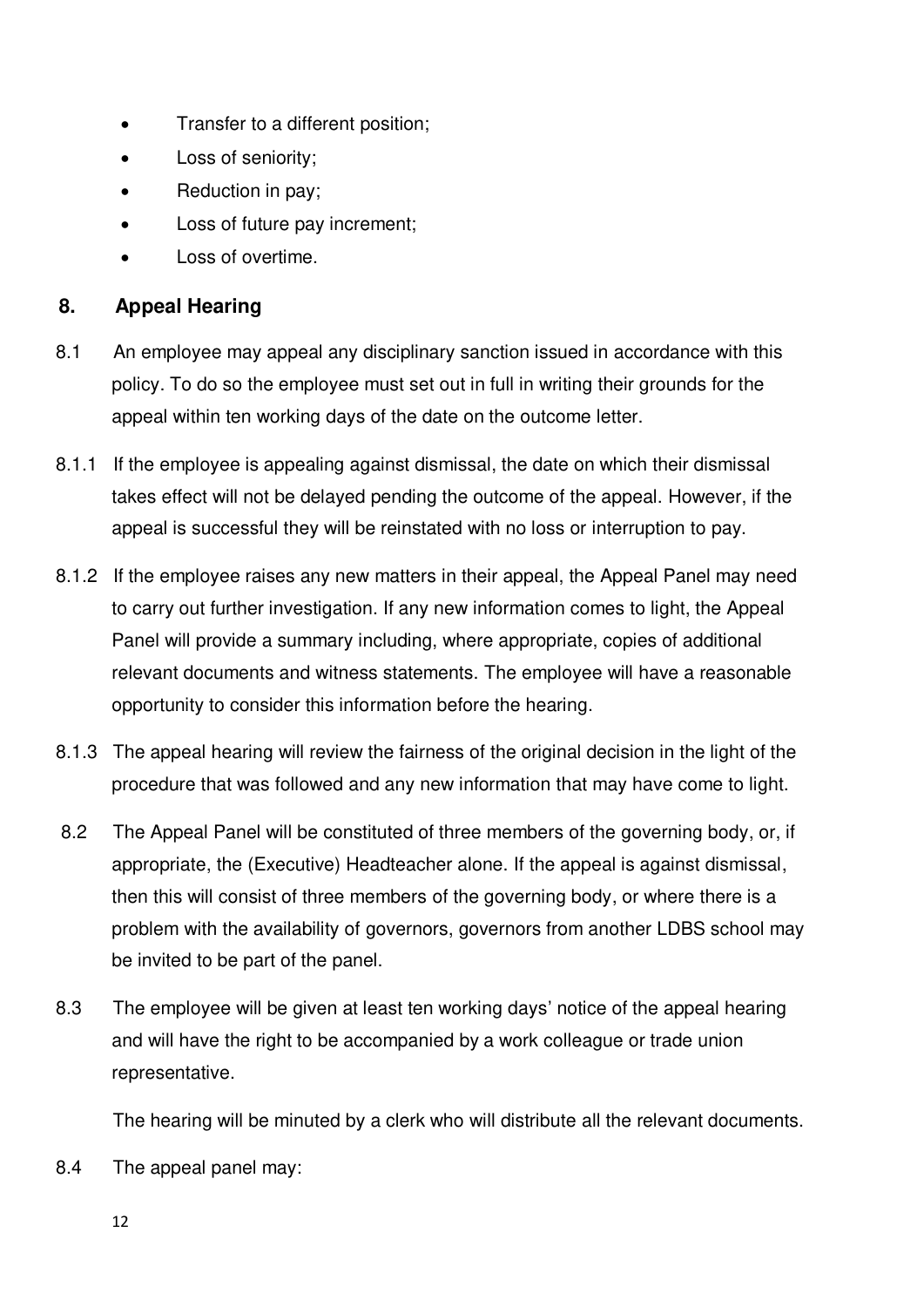- Transfer to a different position;
- Loss of seniority;
- Reduction in pay;
- Loss of future pay increment;
- Loss of overtime.

## 8. Appeal Hearing

8.1 An employee may appeal any disciplinary sanction issued in accordance with this policy. To do so the employee must set out in full in writing their grounds for the appeal within ten working days of the date on the outcome letter.

8.1.1 If the employee is appealing against dismissal, the date on which their dismissal takes effect will not be delayed pending the outcome of the appeal. However, if the appeal is successful they will be reinstated with no loss or interruption to pay.

8.1.2 If the employee raises any new matters in their appeal, the Appeal Panel may need to carry out further investigation. If any new information comes to light, the Appeal Panel will provide a summary including, where appropriate, copies of additional relevant documents and witness statements. The employee will have a reasonable opportunity to consider this information before the hearing.

8.1.3 The appeal hearing will review the fairness of the original decision in the light of the procedure that was followed and any new information that may have come to light.

8.2 The Appeal Panel will be constituted of three members of the governing body, or, if appropriate, the (Executive) Headteacher alone. If the appeal is against dismissal, then this will consist of three members of the governing body, or where there is a problem with the availability of governors, governors from another LDBS school may be invited to be part of the panel.

8.3 The employee will be given at least ten working days' notice of the appeal hearing and will have the right to be accompanied by a work colleague or trade union representative.

The hearing will be minuted by a clerk who will distribute all the relevant documents.

8.4 The appeal panel may: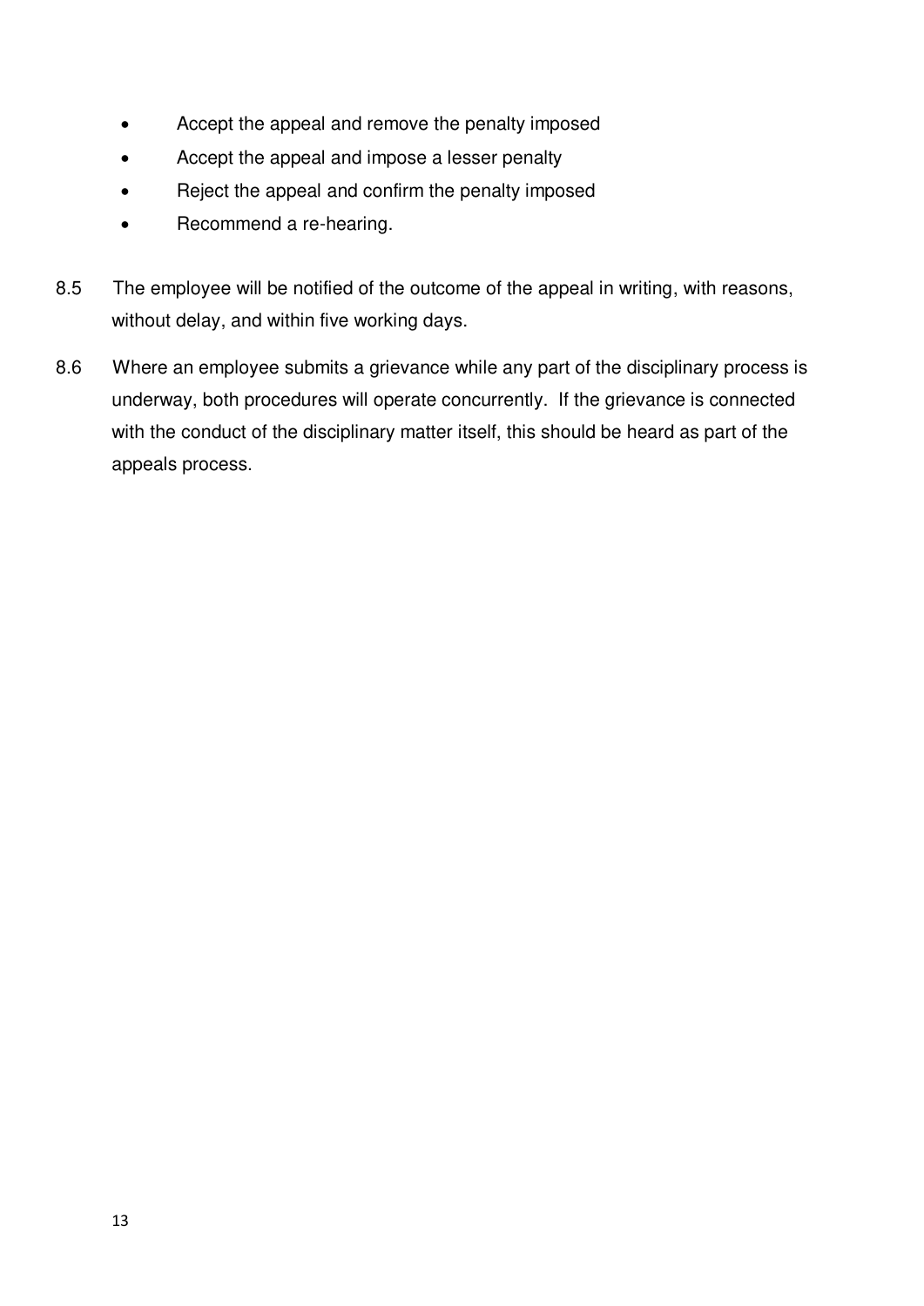- Accept the appeal and remove the penalty imposed
- Accept the appeal and impose a lesser penalty
- Reject the appeal and confirm the penalty imposed
- Recommend a re-hearing.

8.5 The employee will be notified of the outcome of the appeal in writing, with reasons, without delay, and within five working days.

8.6 Where an employee submits a grievance while any part of the disciplinary process is underway, both procedures will operate concurrently. If the grievance is connected with the conduct of the disciplinary matter itself, this should be heard as part of the appeals process.